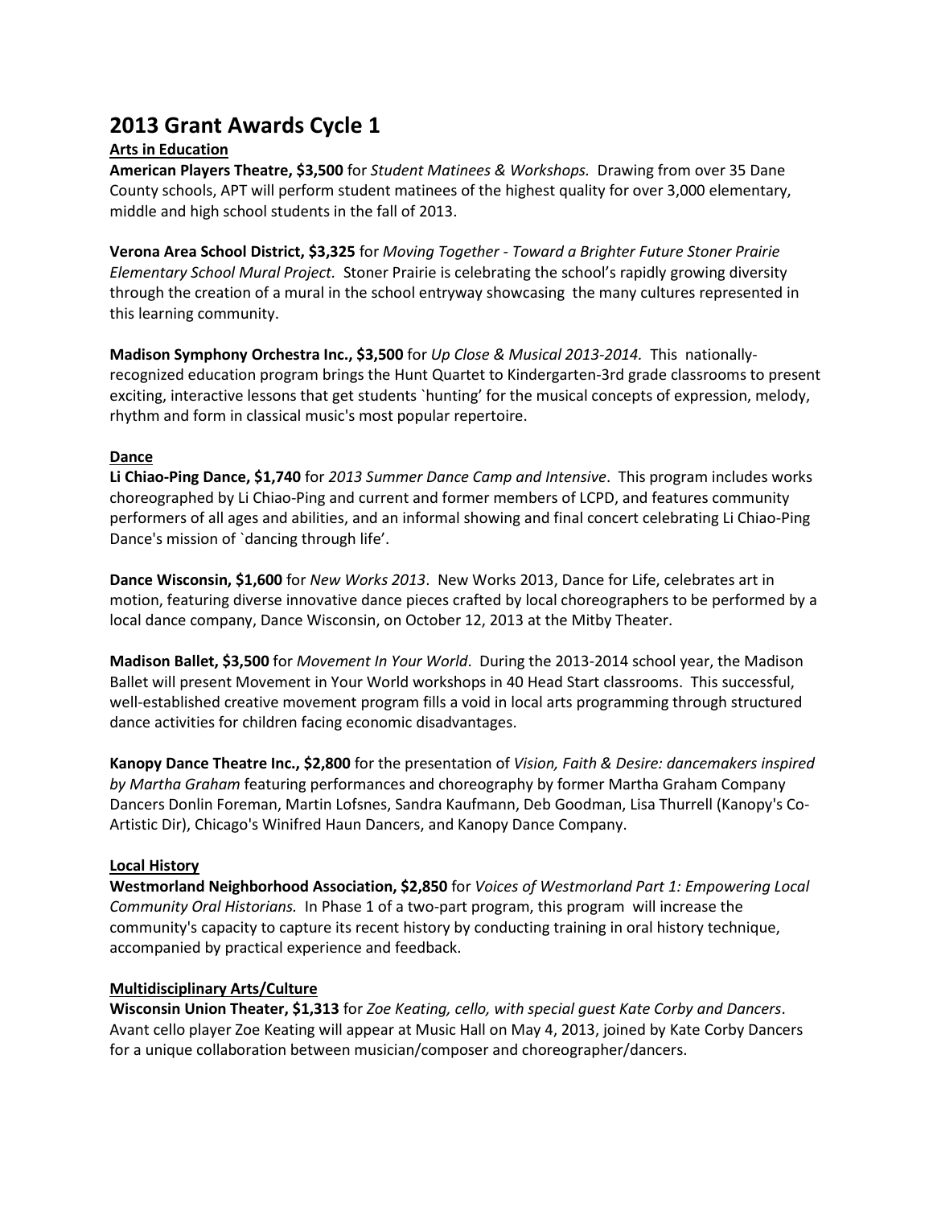# 2013 Grant Awards Cycle 1

## Arts in Education

**American Players Theatre, $3,500** for *Student Matinees & Workshops.* Drawing from over 35 Dane County schools, APT will perform student matinees of the highest quality for over 3,000 elementary, middle and high school students in the fall of 2013.

**Verona Area School District, $3,325** for *Moving Together - Toward a Brighter Future Stoner Prairie Elementary School Mural Project.* Stoner Prairie is celebrating the school's rapidly growing diversity through the creation of a mural in the school entryway showcasing the many cultures represented in this learning community.

**Madison Symphony Orchestra Inc., $3,500** for *Up Close & Musical 2013-2014.* This nationally-recognized education program brings the Hunt Quartet to Kindergarten-3rd grade classrooms to present exciting, interactive lessons that get students `hunting' for the musical concepts of expression, melody, rhythm and form in classical music's most popular repertoire.

## Dance

**Li Chiao-Ping Dance, $1,740** for *2013 Summer Dance Camp and Intensive*. This program includes works choreographed by Li Chiao-Ping and current and former members of LCPD, and features community performers of all ages and abilities, and an informal showing and final concert celebrating Li Chiao-Ping Dance's mission of `dancing through life'.

**Dance Wisconsin, $1,600** for *New Works 2013*. New Works 2013, Dance for Life, celebrates art in motion, featuring diverse innovative dance pieces crafted by local choreographers to be performed by a local dance company, Dance Wisconsin, on October 12, 2013 at the Mitby Theater.

**Madison Ballet, $3,500** for *Movement In Your World*. During the 2013-2014 school year, the Madison Ballet will present Movement in Your World workshops in 40 Head Start classrooms. This successful, well-established creative movement program fills a void in local arts programming through structured dance activities for children facing economic disadvantages.

**Kanopy Dance Theatre Inc., $2,800** for the presentation of *Vision, Faith & Desire: dancemakers inspired by Martha Graham* featuring performances and choreography by former Martha Graham Company Dancers Donlin Foreman, Martin Lofsnes, Sandra Kaufmann, Deb Goodman, Lisa Thurrell (Kanopy's Co-Artistic Dir), Chicago's Winifred Haun Dancers, and Kanopy Dance Company.

## Local History

**Westmorland Neighborhood Association, $2,850** for *Voices of Westmorland Part 1: Empowering Local Community Oral Historians.* In Phase 1 of a two-part program, this program will increase the community's capacity to capture its recent history by conducting training in oral history technique, accompanied by practical experience and feedback.

## Multidisciplinary Arts/Culture

**Wisconsin Union Theater, $1,313** for *Zoe Keating, cello, with special guest Kate Corby and Dancers*. Avant cello player Zoe Keating will appear at Music Hall on May 4, 2013, joined by Kate Corby Dancers for a unique collaboration between musician/composer and choreographer/dancers.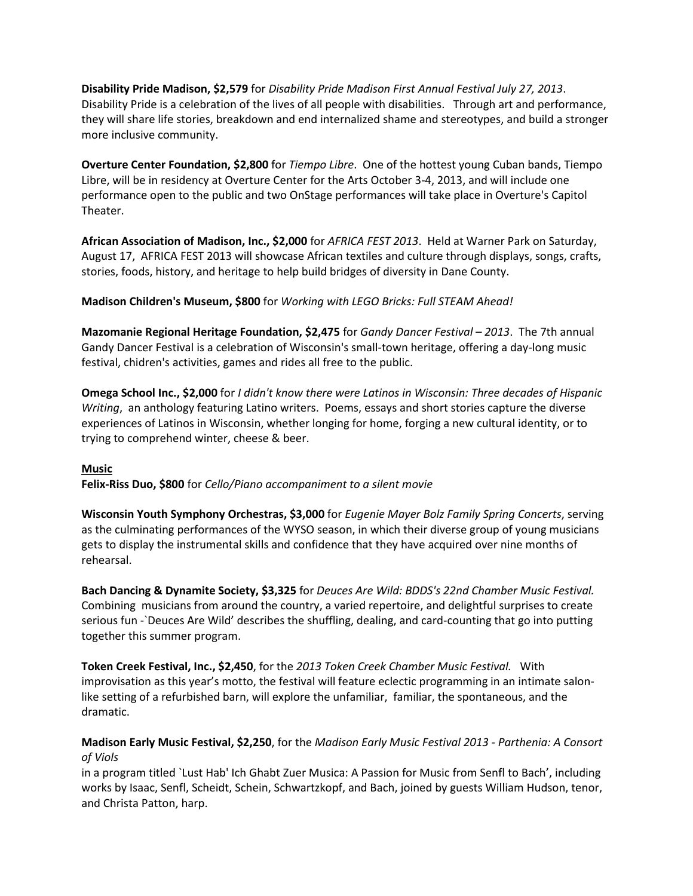**Disability Pride Madison, $2,579** for *Disability Pride Madison First Annual Festival July 27, 2013*. Disability Pride is a celebration of the lives of all people with disabilities. Through art and performance, they will share life stories, breakdown and end internalized shame and stereotypes, and build a stronger more inclusive community.

**Overture Center Foundation, $2,800** for *Tiempo Libre*. One of the hottest young Cuban bands, Tiempo Libre, will be in residency at Overture Center for the Arts October 3-4, 2013, and will include one performance open to the public and two OnStage performances will take place in Overture's Capitol Theater.

**African Association of Madison, Inc., $2,000** for *AFRICA FEST 2013*. Held at Warner Park on Saturday, August 17, AFRICA FEST 2013 will showcase African textiles and culture through displays, songs, crafts, stories, foods, history, and heritage to help build bridges of diversity in Dane County.

**Madison Children's Museum, $800** for *Working with LEGO Bricks: Full STEAM Ahead!*

**Mazomanie Regional Heritage Foundation, $2,475** for *Gandy Dancer Festival – 2013*. The 7th annual Gandy Dancer Festival is a celebration of Wisconsin's small-town heritage, offering a day-long music festival, chidren's activities, games and rides all free to the public.

**Omega School Inc., $2,000** for *I didn't know there were Latinos in Wisconsin: Three decades of Hispanic Writing*, an anthology featuring Latino writers. Poems, essays and short stories capture the diverse experiences of Latinos in Wisconsin, whether longing for home, forging a new cultural identity, or to trying to comprehend winter, cheese & beer.

**Music**

**Felix-Riss Duo, $800** for *Cello/Piano accompaniment to a silent movie*

**Wisconsin Youth Symphony Orchestras, $3,000** for *Eugenie Mayer Bolz Family Spring Concerts*, serving as the culminating performances of the WYSO season, in which their diverse group of young musicians gets to display the instrumental skills and confidence that they have acquired over nine months of rehearsal.

**Bach Dancing & Dynamite Society, $3,325** for *Deuces Are Wild: BDDS's 22nd Chamber Music Festival.* Combining musicians from around the country, a varied repertoire, and delightful surprises to create serious fun -`Deuces Are Wild' describes the shuffling, dealing, and card-counting that go into putting together this summer program.

**Token Creek Festival, Inc., $2,450**, for the *2013 Token Creek Chamber Music Festival.* With improvisation as this year's motto, the festival will feature eclectic programming in an intimate salon-like setting of a refurbished barn, will explore the unfamiliar, familiar, the spontaneous, and the dramatic.

**Madison Early Music Festival, $2,250**, for the *Madison Early Music Festival 2013 - Parthenia: A Consort of Viols* in a program titled `Lust Hab' Ich Ghabt Zuer Musica: A Passion for Music from Senfl to Bach', including works by Isaac, Senfl, Scheidt, Schein, Schwartzkopf, and Bach, joined by guests William Hudson, tenor, and Christa Patton, harp.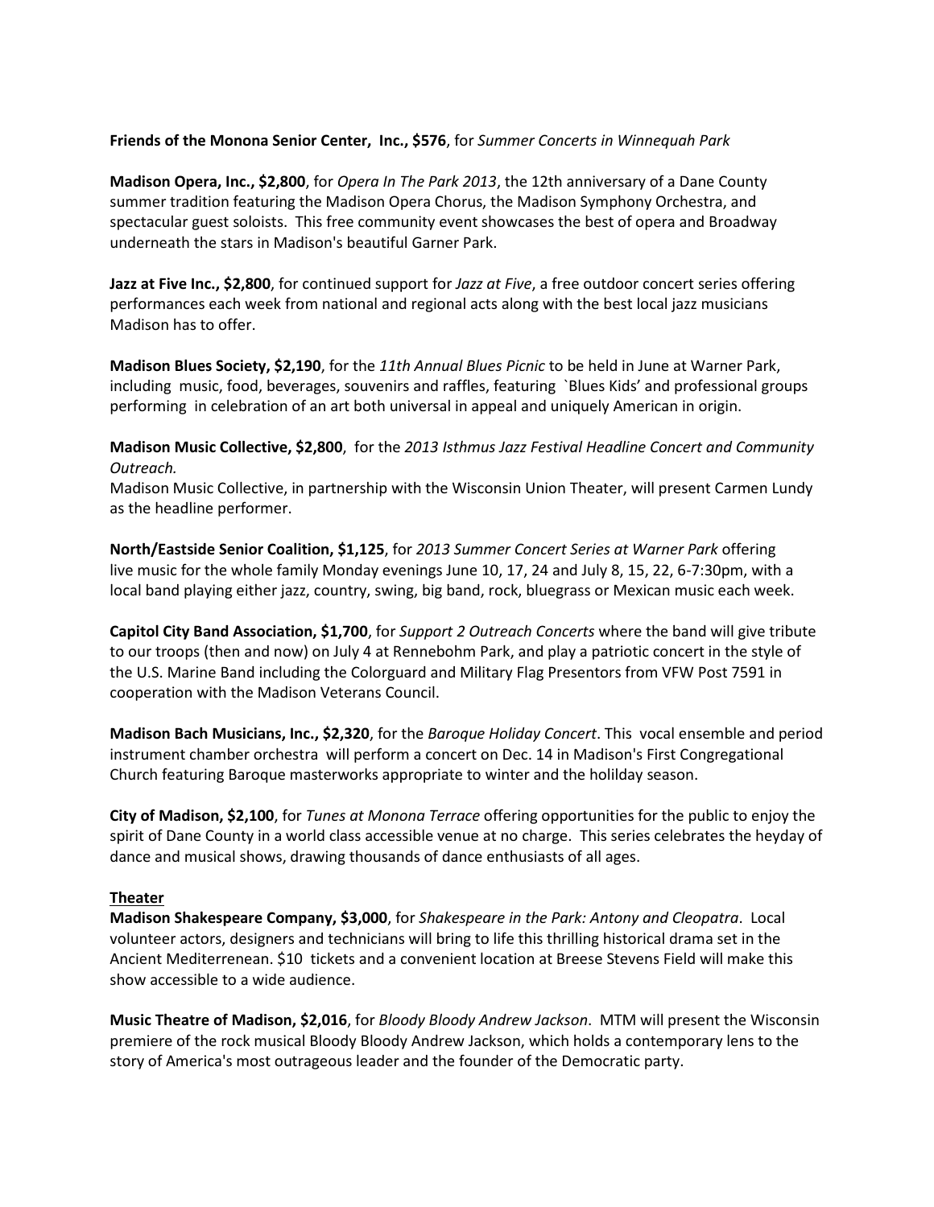**Friends of the Monona Senior Center, Inc., $576**, for *Summer Concerts in Winnequah Park*

**Madison Opera, Inc., $2,800**, for *Opera In The Park 2013*, the 12th anniversary of a Dane County summer tradition featuring the Madison Opera Chorus, the Madison Symphony Orchestra, and spectacular guest soloists. This free community event showcases the best of opera and Broadway underneath the stars in Madison's beautiful Garner Park.

**Jazz at Five Inc., $2,800**, for continued support for *Jazz at Five*, a free outdoor concert series offering performances each week from national and regional acts along with the best local jazz musicians Madison has to offer.

**Madison Blues Society, $2,190**, for the *11th Annual Blues Picnic* to be held in June at Warner Park, including music, food, beverages, souvenirs and raffles, featuring `Blues Kids' and professional groups performing in celebration of an art both universal in appeal and uniquely American in origin.

**Madison Music Collective, $2,800**, for the *2013 Isthmus Jazz Festival Headline Concert and Community Outreach.*
Madison Music Collective, in partnership with the Wisconsin Union Theater, will present Carmen Lundy as the headline performer.

**North/Eastside Senior Coalition, $1,125**, for *2013 Summer Concert Series at Warner Park* offering live music for the whole family Monday evenings June 10, 17, 24 and July 8, 15, 22, 6-7:30pm, with a local band playing either jazz, country, swing, big band, rock, bluegrass or Mexican music each week.

**Capitol City Band Association, $1,700**, for *Support 2 Outreach Concerts* where the band will give tribute to our troops (then and now) on July 4 at Rennebohm Park, and play a patriotic concert in the style of the U.S. Marine Band including the Colorguard and Military Flag Presentors from VFW Post 7591 in cooperation with the Madison Veterans Council.

**Madison Bach Musicians, Inc., $2,320**, for the *Baroque Holiday Concert*. This vocal ensemble and period instrument chamber orchestra will perform a concert on Dec. 14 in Madison's First Congregational Church featuring Baroque masterworks appropriate to winter and the holilday season.

**City of Madison, $2,100**, for *Tunes at Monona Terrace* offering opportunities for the public to enjoy the spirit of Dane County in a world class accessible venue at no charge. This series celebrates the heyday of dance and musical shows, drawing thousands of dance enthusiasts of all ages.

<u>**Theater**</u>

**Madison Shakespeare Company, $3,000**, for *Shakespeare in the Park: Antony and Cleopatra*. Local volunteer actors, designers and technicians will bring to life this thrilling historical drama set in the Ancient Mediterrenean. $10 tickets and a convenient location at Breese Stevens Field will make this show accessible to a wide audience.

**Music Theatre of Madison, $2,016**, for *Bloody Bloody Andrew Jackson*. MTM will present the Wisconsin premiere of the rock musical Bloody Bloody Andrew Jackson, which holds a contemporary lens to the story of America's most outrageous leader and the founder of the Democratic party.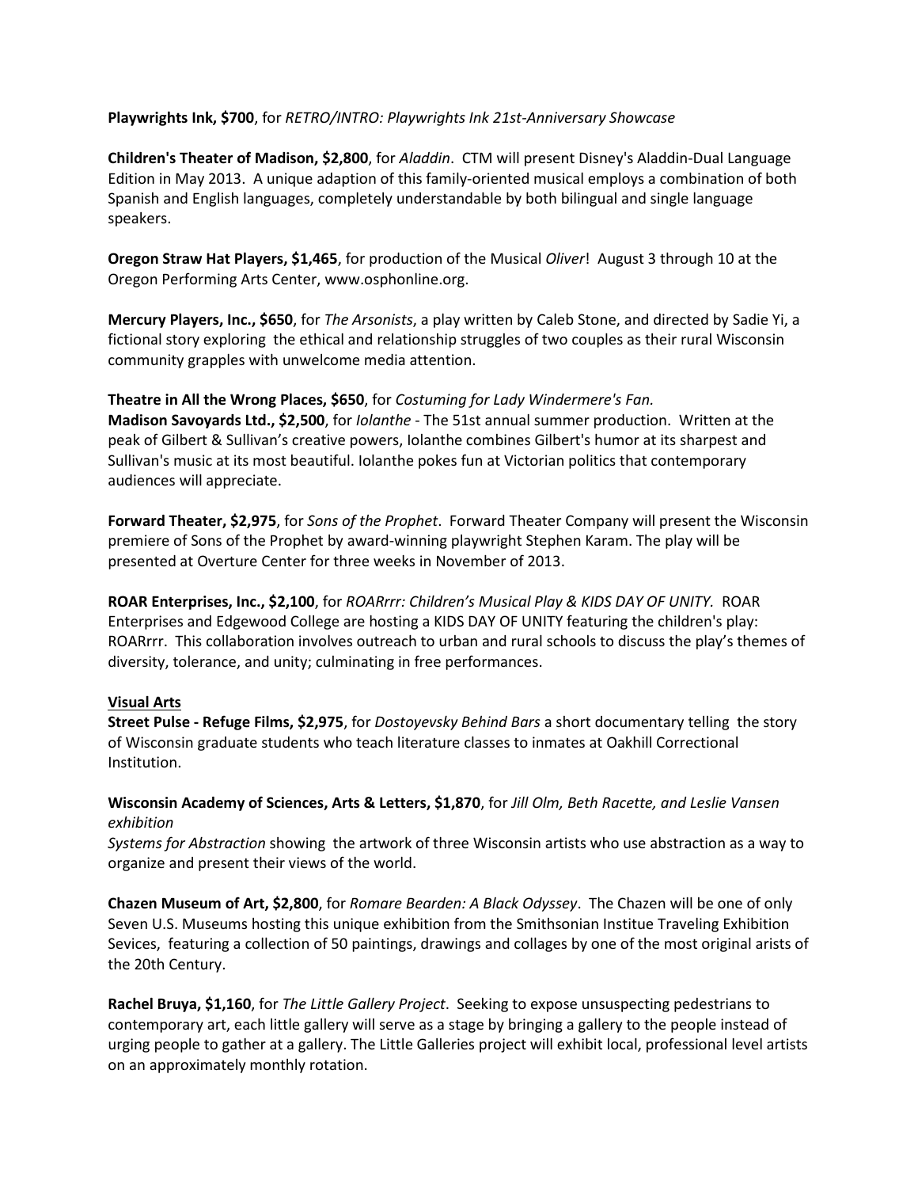**Playwrights Ink, $700**, for *RETRO/INTRO: Playwrights Ink 21st-Anniversary Showcase*

**Children's Theater of Madison, $2,800**, for *Aladdin*. CTM will present Disney's Aladdin-Dual Language Edition in May 2013. A unique adaption of this family-oriented musical employs a combination of both Spanish and English languages, completely understandable by both bilingual and single language speakers.

**Oregon Straw Hat Players, $1,465**, for production of the Musical *Oliver*! August 3 through 10 at the Oregon Performing Arts Center, www.osphonline.org.

**Mercury Players, Inc., $650**, for *The Arsonists*, a play written by Caleb Stone, and directed by Sadie Yi, a fictional story exploring the ethical and relationship struggles of two couples as their rural Wisconsin community grapples with unwelcome media attention.

**Theatre in All the Wrong Places, $650**, for *Costuming for Lady Windermere's Fan.*

**Madison Savoyards Ltd., $2,500**, for *Iolanthe* - The 51st annual summer production. Written at the peak of Gilbert & Sullivan's creative powers, Iolanthe combines Gilbert's humor at its sharpest and Sullivan's music at its most beautiful. Iolanthe pokes fun at Victorian politics that contemporary audiences will appreciate.

**Forward Theater, $2,975**, for *Sons of the Prophet*. Forward Theater Company will present the Wisconsin premiere of Sons of the Prophet by award-winning playwright Stephen Karam. The play will be presented at Overture Center for three weeks in November of 2013.

**ROAR Enterprises, Inc., $2,100**, for *ROARrrr: Children's Musical Play & KIDS DAY OF UNITY.* ROAR Enterprises and Edgewood College are hosting a KIDS DAY OF UNITY featuring the children's play: ROARrrr. This collaboration involves outreach to urban and rural schools to discuss the play's themes of diversity, tolerance, and unity; culminating in free performances.

<u>**Visual Arts**</u>

**Street Pulse - Refuge Films, $2,975**, for *Dostoyevsky Behind Bars* a short documentary telling the story of Wisconsin graduate students who teach literature classes to inmates at Oakhill Correctional Institution.

**Wisconsin Academy of Sciences, Arts & Letters, $1,870**, for *Jill Olm, Beth Racette, and Leslie Vansen exhibition*

*Systems for Abstraction* showing the artwork of three Wisconsin artists who use abstraction as a way to organize and present their views of the world.

**Chazen Museum of Art, $2,800**, for *Romare Bearden: A Black Odyssey*. The Chazen will be one of only Seven U.S. Museums hosting this unique exhibition from the Smithsonian Institue Traveling Exhibition Sevices, featuring a collection of 50 paintings, drawings and collages by one of the most original arists of the 20th Century.

**Rachel Bruya, $1,160**, for *The Little Gallery Project*. Seeking to expose unsuspecting pedestrians to contemporary art, each little gallery will serve as a stage by bringing a gallery to the people instead of urging people to gather at a gallery. The Little Galleries project will exhibit local, professional level artists on an approximately monthly rotation.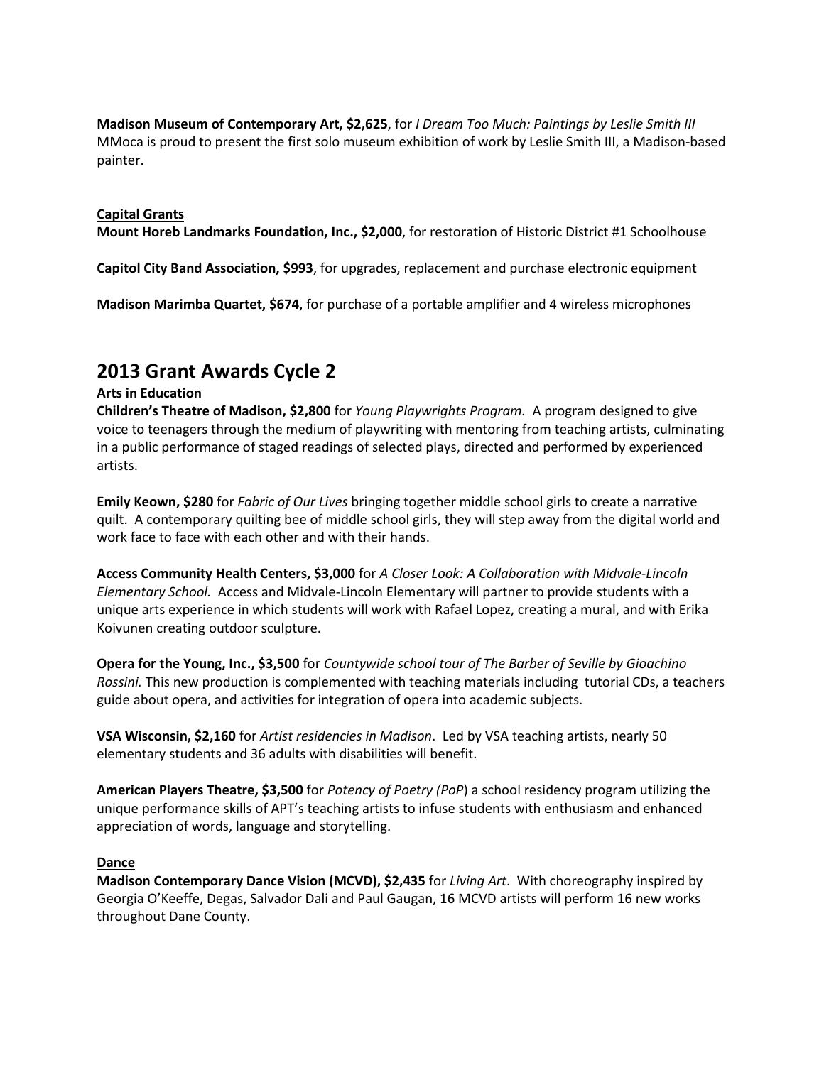**Madison Museum of Contemporary Art, $2,625**, for *I Dream Too Much: Paintings by Leslie Smith III*
MMoca is proud to present the first solo museum exhibition of work by Leslie Smith III, a Madison-based painter.

**Capital Grants**

**Mount Horeb Landmarks Foundation, Inc., $2,000**, for restoration of Historic District #1 Schoolhouse

**Capitol City Band Association, $993**, for upgrades, replacement and purchase electronic equipment

**Madison Marimba Quartet, $674**, for purchase of a portable amplifier and 4 wireless microphones

# 2013 Grant Awards Cycle 2

**Arts in Education**

**Children's Theatre of Madison, $2,800** for *Young Playwrights Program.* A program designed to give voice to teenagers through the medium of playwriting with mentoring from teaching artists, culminating in a public performance of staged readings of selected plays, directed and performed by experienced artists.

**Emily Keown, $280** for *Fabric of Our Lives* bringing together middle school girls to create a narrative quilt. A contemporary quilting bee of middle school girls, they will step away from the digital world and work face to face with each other and with their hands.

**Access Community Health Centers, $3,000** for *A Closer Look: A Collaboration with Midvale-Lincoln Elementary School.* Access and Midvale-Lincoln Elementary will partner to provide students with a unique arts experience in which students will work with Rafael Lopez, creating a mural, and with Erika Koivunen creating outdoor sculpture.

**Opera for the Young, Inc., $3,500** for *Countywide school tour of The Barber of Seville by Gioachino Rossini.* This new production is complemented with teaching materials including tutorial CDs, a teachers guide about opera, and activities for integration of opera into academic subjects.

**VSA Wisconsin, $2,160** for *Artist residencies in Madison*. Led by VSA teaching artists, nearly 50 elementary students and 36 adults with disabilities will benefit.

**American Players Theatre, $3,500** for *Potency of Poetry (PoP*) a school residency program utilizing the unique performance skills of APT's teaching artists to infuse students with enthusiasm and enhanced appreciation of words, language and storytelling.

**Dance**

**Madison Contemporary Dance Vision (MCVD), $2,435** for *Living Art*. With choreography inspired by Georgia O'Keeffe, Degas, Salvador Dali and Paul Gaugan, 16 MCVD artists will perform 16 new works throughout Dane County.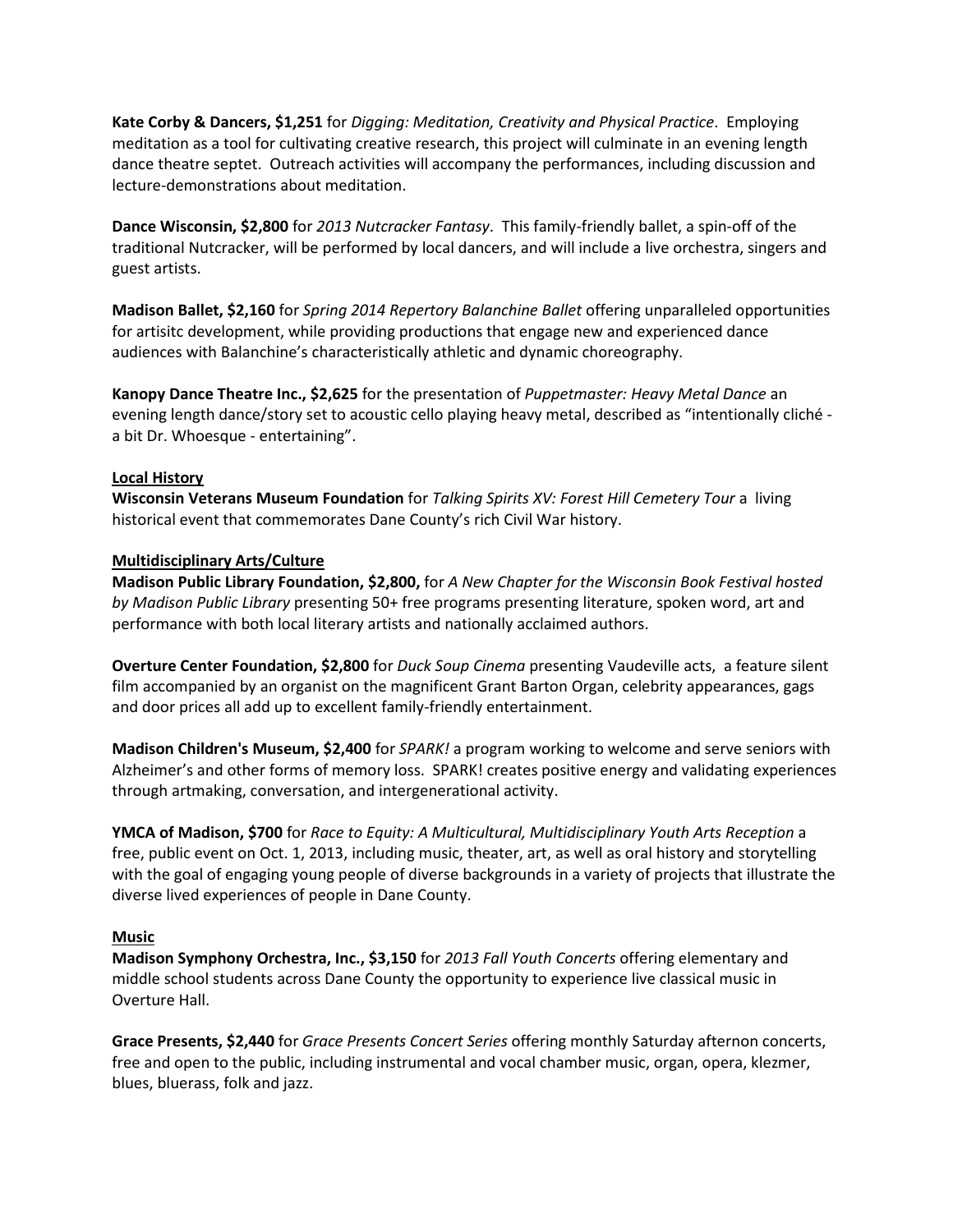**Kate Corby & Dancers, $1,251** for *Digging: Meditation, Creativity and Physical Practice*. Employing meditation as a tool for cultivating creative research, this project will culminate in an evening length dance theatre septet. Outreach activities will accompany the performances, including discussion and lecture-demonstrations about meditation.

**Dance Wisconsin, $2,800** for *2013 Nutcracker Fantasy*. This family-friendly ballet, a spin-off of the traditional Nutcracker, will be performed by local dancers, and will include a live orchestra, singers and guest artists.

**Madison Ballet, $2,160** for *Spring 2014 Repertory Balanchine Ballet* offering unparalleled opportunities for artisitc development, while providing productions that engage new and experienced dance audiences with Balanchine's characteristically athletic and dynamic choreography.

**Kanopy Dance Theatre Inc., $2,625** for the presentation of *Puppetmaster: Heavy Metal Dance* an evening length dance/story set to acoustic cello playing heavy metal, described as "intentionally cliché - a bit Dr. Whoesque - entertaining".

**Local History**

**Wisconsin Veterans Museum Foundation** for *Talking Spirits XV: Forest Hill Cemetery Tour* a living historical event that commemorates Dane County's rich Civil War history.

**Multidisciplinary Arts/Culture**

**Madison Public Library Foundation, $2,800,** for *A New Chapter for the Wisconsin Book Festival hosted by Madison Public Library* presenting 50+ free programs presenting literature, spoken word, art and performance with both local literary artists and nationally acclaimed authors.

**Overture Center Foundation, $2,800** for *Duck Soup Cinema* presenting Vaudeville acts, a feature silent film accompanied by an organist on the magnificent Grant Barton Organ, celebrity appearances, gags and door prices all add up to excellent family-friendly entertainment.

**Madison Children's Museum, $2,400** for *SPARK!* a program working to welcome and serve seniors with Alzheimer's and other forms of memory loss. SPARK! creates positive energy and validating experiences through artmaking, conversation, and intergenerational activity.

**YMCA of Madison, $700** for *Race to Equity: A Multicultural, Multidisciplinary Youth Arts Reception* a free, public event on Oct. 1, 2013, including music, theater, art, as well as oral history and storytelling with the goal of engaging young people of diverse backgrounds in a variety of projects that illustrate the diverse lived experiences of people in Dane County.

**Music**

**Madison Symphony Orchestra, Inc., $3,150** for *2013 Fall Youth Concerts* offering elementary and middle school students across Dane County the opportunity to experience live classical music in Overture Hall.

**Grace Presents, $2,440** for *Grace Presents Concert Series* offering monthly Saturday afternon concerts, free and open to the public, including instrumental and vocal chamber music, organ, opera, klezmer, blues, bluerass, folk and jazz.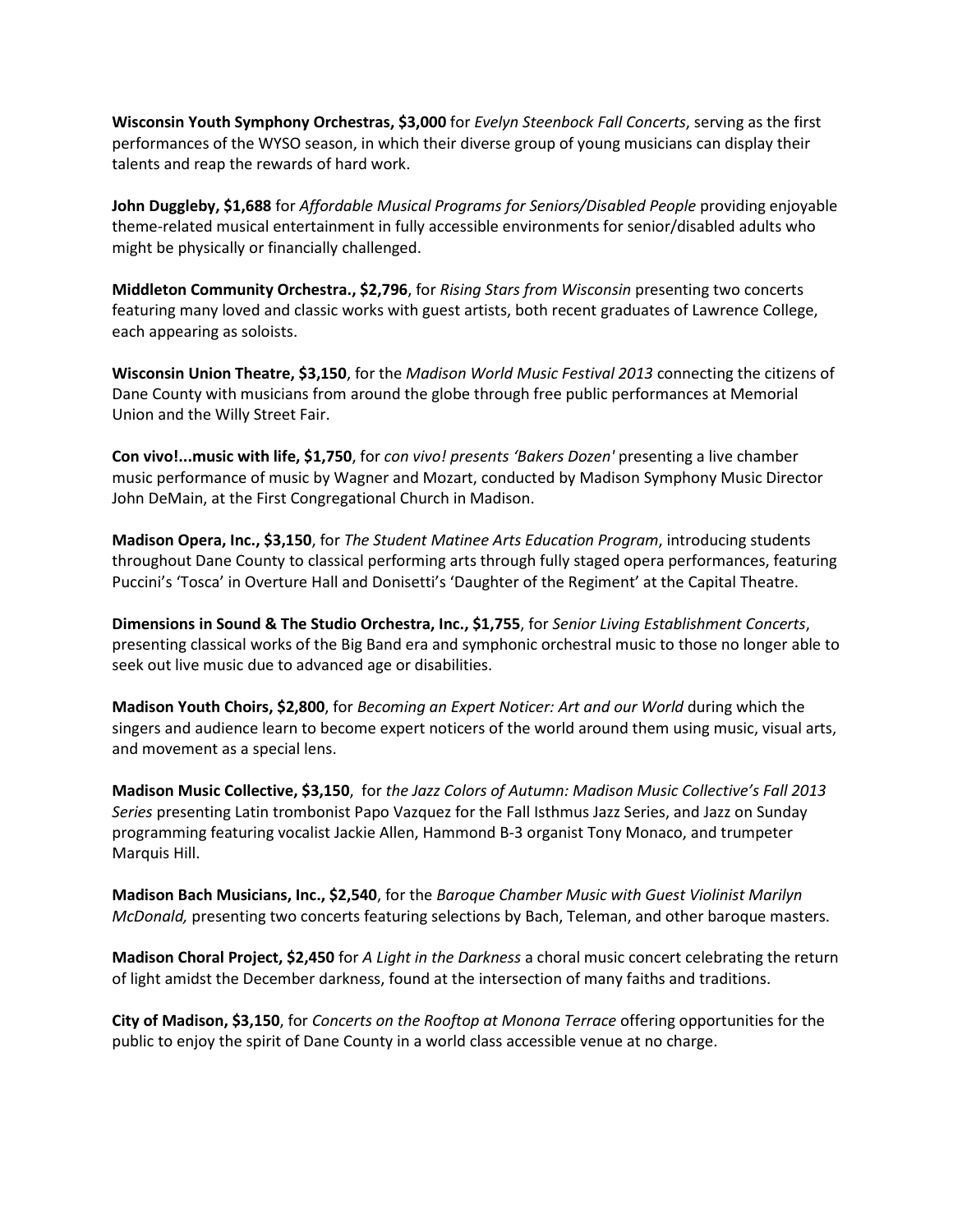**Wisconsin Youth Symphony Orchestras, $3,000** for *Evelyn Steenbock Fall Concerts*, serving as the first performances of the WYSO season, in which their diverse group of young musicians can display their talents and reap the rewards of hard work.

**John Duggleby, $1,688** for *Affordable Musical Programs for Seniors/Disabled People* providing enjoyable theme-related musical entertainment in fully accessible environments for senior/disabled adults who might be physically or financially challenged.

**Middleton Community Orchestra., $2,796**, for *Rising Stars from Wisconsin* presenting two concerts featuring many loved and classic works with guest artists, both recent graduates of Lawrence College, each appearing as soloists.

**Wisconsin Union Theatre, $3,150**, for the *Madison World Music Festival 2013* connecting the citizens of Dane County with musicians from around the globe through free public performances at Memorial Union and the Willy Street Fair.

**Con vivo!...music with life, $1,750**, for *con vivo! presents 'Bakers Dozen'* presenting a live chamber music performance of music by Wagner and Mozart, conducted by Madison Symphony Music Director John DeMain, at the First Congregational Church in Madison.

**Madison Opera, Inc., $3,150**, for *The Student Matinee Arts Education Program*, introducing students throughout Dane County to classical performing arts through fully staged opera performances, featuring Puccini's 'Tosca' in Overture Hall and Donisetti's 'Daughter of the Regiment' at the Capital Theatre.

**Dimensions in Sound & The Studio Orchestra, Inc., $1,755**, for *Senior Living Establishment Concerts*, presenting classical works of the Big Band era and symphonic orchestral music to those no longer able to seek out live music due to advanced age or disabilities.

**Madison Youth Choirs, $2,800**, for *Becoming an Expert Noticer: Art and our World* during which the singers and audience learn to become expert noticers of the world around them using music, visual arts, and movement as a special lens.

**Madison Music Collective, $3,150**, for *the Jazz Colors of Autumn: Madison Music Collective's Fall 2013 Series* presenting Latin trombonist Papo Vazquez for the Fall Isthmus Jazz Series, and Jazz on Sunday programming featuring vocalist Jackie Allen, Hammond B-3 organist Tony Monaco, and trumpeter Marquis Hill.

**Madison Bach Musicians, Inc., $2,540**, for the *Baroque Chamber Music with Guest Violinist Marilyn McDonald,* presenting two concerts featuring selections by Bach, Teleman, and other baroque masters.

**Madison Choral Project, $2,450** for *A Light in the Darkness* a choral music concert celebrating the return of light amidst the December darkness, found at the intersection of many faiths and traditions.

**City of Madison, $3,150**, for *Concerts on the Rooftop at Monona Terrace* offering opportunities for the public to enjoy the spirit of Dane County in a world class accessible venue at no charge.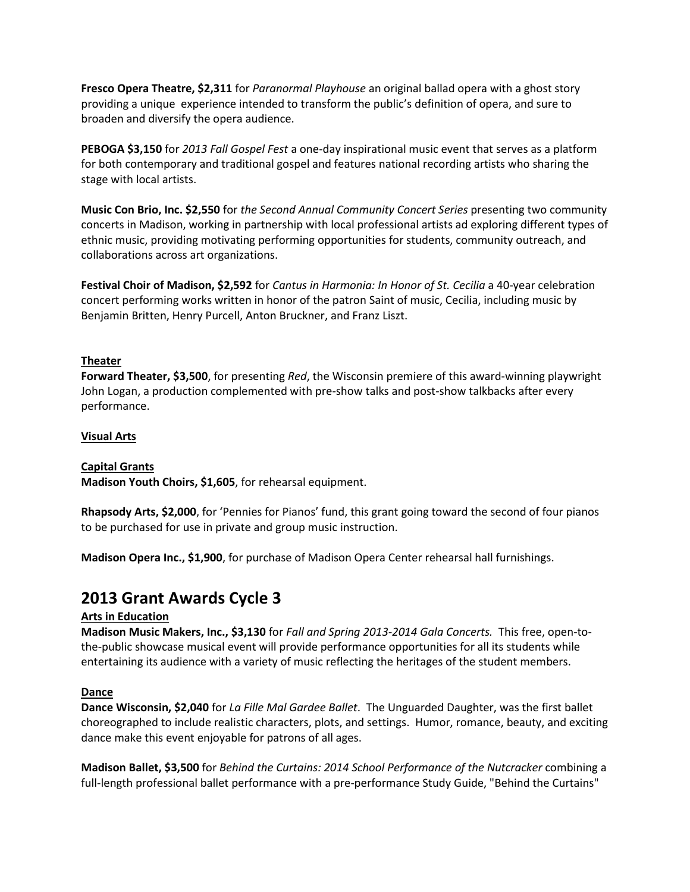**Fresco Opera Theatre, $2,311** for *Paranormal Playhouse* an original ballad opera with a ghost story providing a unique experience intended to transform the public's definition of opera, and sure to broaden and diversify the opera audience.

**PEBOGA $3,150** for *2013 Fall Gospel Fest* a one-day inspirational music event that serves as a platform for both contemporary and traditional gospel and features national recording artists who sharing the stage with local artists.

**Music Con Brio, Inc. $2,550** for *the Second Annual Community Concert Series* presenting two community concerts in Madison, working in partnership with local professional artists ad exploring different types of ethnic music, providing motivating performing opportunities for students, community outreach, and collaborations across art organizations.

**Festival Choir of Madison, $2,592** for *Cantus in Harmonia: In Honor of St. Cecilia* a 40-year celebration concert performing works written in honor of the patron Saint of music, Cecilia, including music by Benjamin Britten, Henry Purcell, Anton Bruckner, and Franz Liszt.

**Theater**

**Forward Theater, $3,500**, for presenting *Red*, the Wisconsin premiere of this award-winning playwright John Logan, a production complemented with pre-show talks and post-show talkbacks after every performance.

**Visual Arts**

**Capital Grants**

**Madison Youth Choirs, $1,605**, for rehearsal equipment.

**Rhapsody Arts, $2,000**, for 'Pennies for Pianos' fund, this grant going toward the second of four pianos to be purchased for use in private and group music instruction.

**Madison Opera Inc., $1,900**, for purchase of Madison Opera Center rehearsal hall furnishings.

# 2013 Grant Awards Cycle 3

**Arts in Education**

**Madison Music Makers, Inc., $3,130** for *Fall and Spring 2013-2014 Gala Concerts.* This free, open-to-the-public showcase musical event will provide performance opportunities for all its students while entertaining its audience with a variety of music reflecting the heritages of the student members.

**Dance**

**Dance Wisconsin, $2,040** for *La Fille Mal Gardee Ballet*. The Unguarded Daughter, was the first ballet choreographed to include realistic characters, plots, and settings. Humor, romance, beauty, and exciting dance make this event enjoyable for patrons of all ages.

**Madison Ballet, $3,500** for *Behind the Curtains: 2014 School Performance of the Nutcracker* combining a full-length professional ballet performance with a pre-performance Study Guide, "Behind the Curtains"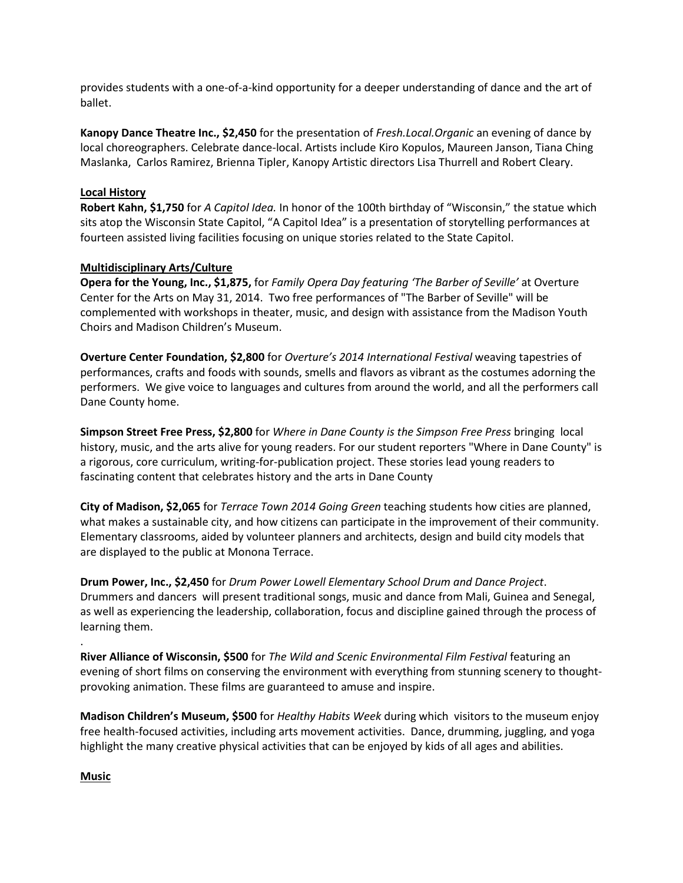provides students with a one-of-a-kind opportunity for a deeper understanding of dance and the art of ballet.

**Kanopy Dance Theatre Inc., $2,450** for the presentation of *Fresh.Local.Organic* an evening of dance by local choreographers. Celebrate dance-local. Artists include Kiro Kopulos, Maureen Janson, Tiana Ching Maslanka, Carlos Ramirez, Brienna Tipler, Kanopy Artistic directors Lisa Thurrell and Robert Cleary.

**Local History**

**Robert Kahn, $1,750** for *A Capitol Idea.* In honor of the 100th birthday of "Wisconsin," the statue which sits atop the Wisconsin State Capitol, "A Capitol Idea" is a presentation of storytelling performances at fourteen assisted living facilities focusing on unique stories related to the State Capitol.

**Multidisciplinary Arts/Culture**

**Opera for the Young, Inc., $1,875,** for *Family Opera Day featuring 'The Barber of Seville'* at Overture Center for the Arts on May 31, 2014. Two free performances of "The Barber of Seville" will be complemented with workshops in theater, music, and design with assistance from the Madison Youth Choirs and Madison Children's Museum.

**Overture Center Foundation, $2,800** for *Overture's 2014 International Festival* weaving tapestries of performances, crafts and foods with sounds, smells and flavors as vibrant as the costumes adorning the performers. We give voice to languages and cultures from around the world, and all the performers call Dane County home.

**Simpson Street Free Press, $2,800** for *Where in Dane County is the Simpson Free Press* bringing local history, music, and the arts alive for young readers. For our student reporters "Where in Dane County" is a rigorous, core curriculum, writing-for-publication project. These stories lead young readers to fascinating content that celebrates history and the arts in Dane County

**City of Madison, $2,065** for *Terrace Town 2014 Going Green* teaching students how cities are planned, what makes a sustainable city, and how citizens can participate in the improvement of their community. Elementary classrooms, aided by volunteer planners and architects, design and build city models that are displayed to the public at Monona Terrace.

**Drum Power, Inc., $2,450** for *Drum Power Lowell Elementary School Drum and Dance Project*. Drummers and dancers will present traditional songs, music and dance from Mali, Guinea and Senegal, as well as experiencing the leadership, collaboration, focus and discipline gained through the process of learning them.

.

**River Alliance of Wisconsin, $500** for *The Wild and Scenic Environmental Film Festival* featuring an evening of short films on conserving the environment with everything from stunning scenery to thought-provoking animation. These films are guaranteed to amuse and inspire.

**Madison Children's Museum, $500** for *Healthy Habits Week* during which visitors to the museum enjoy free health-focused activities, including arts movement activities. Dance, drumming, juggling, and yoga highlight the many creative physical activities that can be enjoyed by kids of all ages and abilities.

**Music**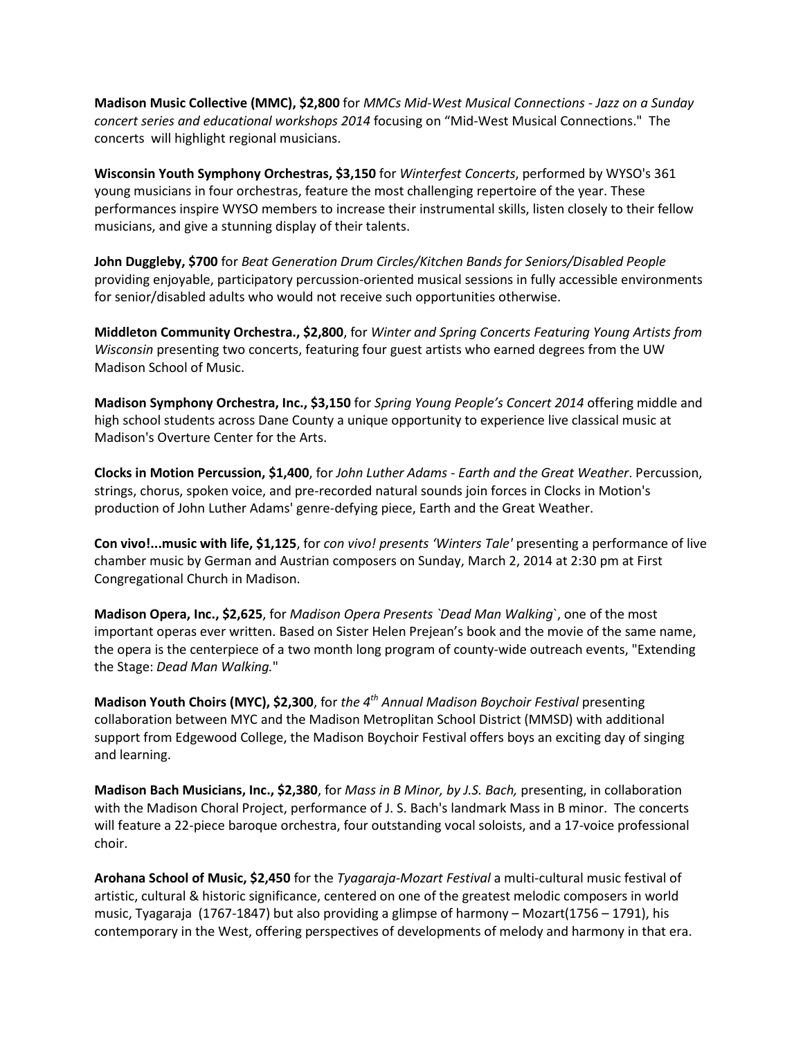**Madison Music Collective (MMC), $2,800** for *MMCs Mid-West Musical Connections - Jazz on a Sunday concert series and educational workshops 2014* focusing on "Mid-West Musical Connections." The concerts will highlight regional musicians.

**Wisconsin Youth Symphony Orchestras, $3,150** for *Winterfest Concerts*, performed by WYSO's 361 young musicians in four orchestras, feature the most challenging repertoire of the year. These performances inspire WYSO members to increase their instrumental skills, listen closely to their fellow musicians, and give a stunning display of their talents.

**John Duggleby, $700** for *Beat Generation Drum Circles/Kitchen Bands for Seniors/Disabled People* providing enjoyable, participatory percussion-oriented musical sessions in fully accessible environments for senior/disabled adults who would not receive such opportunities otherwise.

**Middleton Community Orchestra., $2,800**, for *Winter and Spring Concerts Featuring Young Artists from Wisconsin* presenting two concerts, featuring four guest artists who earned degrees from the UW Madison School of Music.

**Madison Symphony Orchestra, Inc., $3,150** for *Spring Young People's Concert 2014* offering middle and high school students across Dane County a unique opportunity to experience live classical music at Madison's Overture Center for the Arts.

**Clocks in Motion Percussion, $1,400**, for *John Luther Adams - Earth and the Great Weather*. Percussion, strings, chorus, spoken voice, and pre-recorded natural sounds join forces in Clocks in Motion's production of John Luther Adams' genre-defying piece, Earth and the Great Weather.

**Con vivo!...music with life, $1,125**, for *con vivo! presents 'Winters Tale'* presenting a performance of live chamber music by German and Austrian composers on Sunday, March 2, 2014 at 2:30 pm at First Congregational Church in Madison.

**Madison Opera, Inc., $2,625**, for *Madison Opera Presents `Dead Man Walking`*, one of the most important operas ever written. Based on Sister Helen Prejean's book and the movie of the same name, the opera is the centerpiece of a two month long program of county-wide outreach events, "Extending the Stage: *Dead Man Walking.*"

**Madison Youth Choirs (MYC), $2,300**, for *the 4th Annual Madison Boychoir Festival* presenting collaboration between MYC and the Madison Metroplitan School District (MMSD) with additional support from Edgewood College, the Madison Boychoir Festival offers boys an exciting day of singing and learning.

**Madison Bach Musicians, Inc., $2,380**, for *Mass in B Minor, by J.S. Bach,* presenting, in collaboration with the Madison Choral Project, performance of J. S. Bach's landmark Mass in B minor. The concerts will feature a 22-piece baroque orchestra, four outstanding vocal soloists, and a 17-voice professional choir.

**Arohana School of Music, $2,450** for the *Tyagaraja-Mozart Festival* a multi-cultural music festival of artistic, cultural & historic significance, centered on one of the greatest melodic composers in world music, Tyagaraja (1767-1847) but also providing a glimpse of harmony – Mozart(1756 – 1791), his contemporary in the West, offering perspectives of developments of melody and harmony in that era.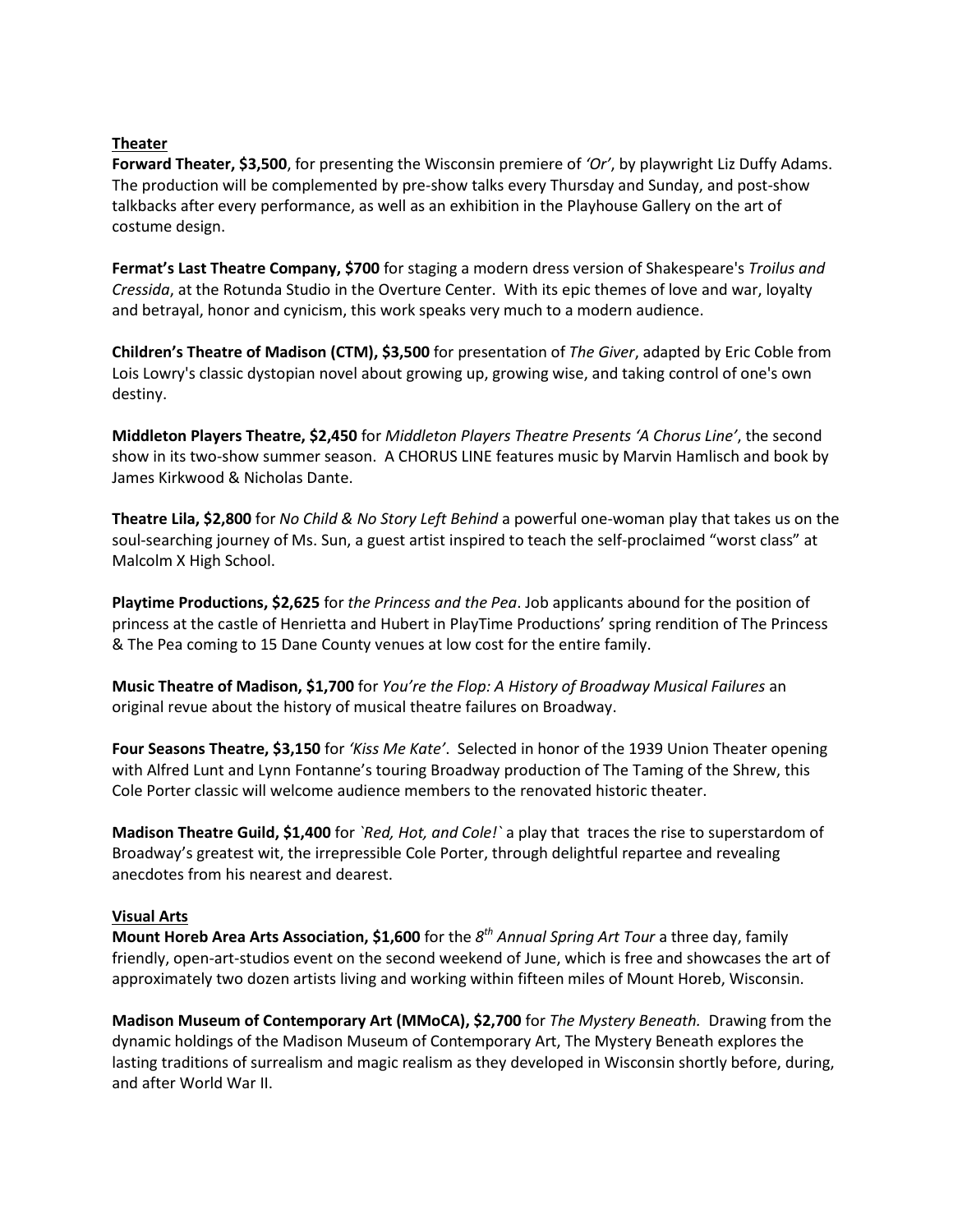**Theater**

**Forward Theater, $3,500**, for presenting the Wisconsin premiere of *'Or'*, by playwright Liz Duffy Adams. The production will be complemented by pre-show talks every Thursday and Sunday, and post-show talkbacks after every performance, as well as an exhibition in the Playhouse Gallery on the art of costume design.

**Fermat's Last Theatre Company, $700** for staging a modern dress version of Shakespeare's *Troilus and Cressida*, at the Rotunda Studio in the Overture Center. With its epic themes of love and war, loyalty and betrayal, honor and cynicism, this work speaks very much to a modern audience.

**Children's Theatre of Madison (CTM), $3,500** for presentation of *The Giver*, adapted by Eric Coble from Lois Lowry's classic dystopian novel about growing up, growing wise, and taking control of one's own destiny.

**Middleton Players Theatre, $2,450** for *Middleton Players Theatre Presents 'A Chorus Line'*, the second show in its two-show summer season. A CHORUS LINE features music by Marvin Hamlisch and book by James Kirkwood & Nicholas Dante.

**Theatre Lila, $2,800** for *No Child & No Story Left Behind* a powerful one-woman play that takes us on the soul-searching journey of Ms. Sun, a guest artist inspired to teach the self-proclaimed "worst class" at Malcolm X High School.

**Playtime Productions, $2,625** for *the Princess and the Pea*. Job applicants abound for the position of princess at the castle of Henrietta and Hubert in PlayTime Productions' spring rendition of The Princess & The Pea coming to 15 Dane County venues at low cost for the entire family.

**Music Theatre of Madison, $1,700** for *You're the Flop: A History of Broadway Musical Failures* an original revue about the history of musical theatre failures on Broadway.

**Four Seasons Theatre, $3,150** for *'Kiss Me Kate'*. Selected in honor of the 1939 Union Theater opening with Alfred Lunt and Lynn Fontanne's touring Broadway production of The Taming of the Shrew, this Cole Porter classic will welcome audience members to the renovated historic theater.

**Madison Theatre Guild, $1,400** for *`Red, Hot, and Cole!`* a play that traces the rise to superstardom of Broadway's greatest wit, the irrepressible Cole Porter, through delightful repartee and revealing anecdotes from his nearest and dearest.

**Visual Arts**

**Mount Horeb Area Arts Association, $1,600** for the *8th Annual Spring Art Tour* a three day, family friendly, open-art-studios event on the second weekend of June, which is free and showcases the art of approximately two dozen artists living and working within fifteen miles of Mount Horeb, Wisconsin.

**Madison Museum of Contemporary Art (MMoCA), $2,700** for *The Mystery Beneath.* Drawing from the dynamic holdings of the Madison Museum of Contemporary Art, The Mystery Beneath explores the lasting traditions of surrealism and magic realism as they developed in Wisconsin shortly before, during, and after World War II.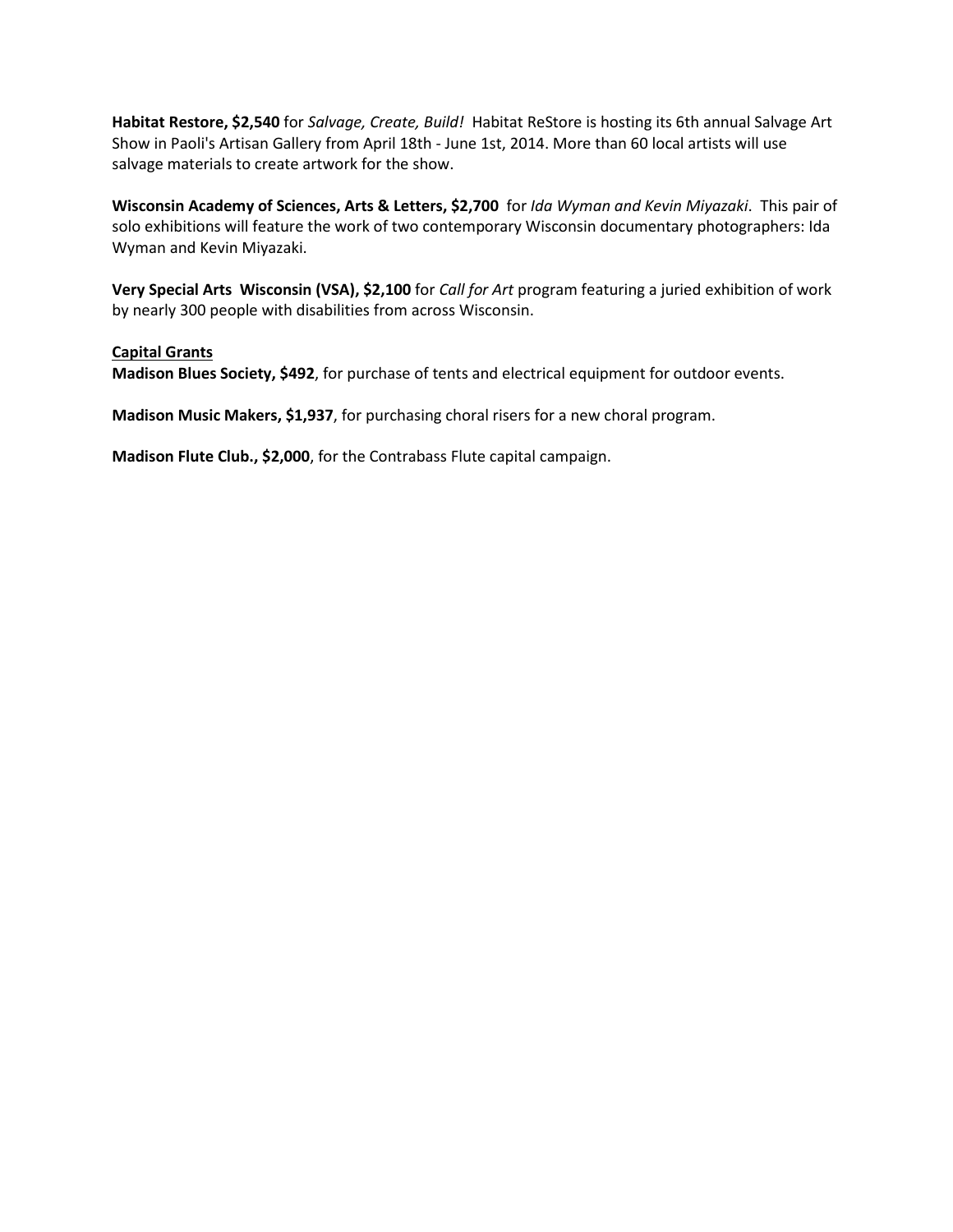**Habitat Restore, $2,540** for *Salvage, Create, Build!* Habitat ReStore is hosting its 6th annual Salvage Art Show in Paoli's Artisan Gallery from April 18th - June 1st, 2014. More than 60 local artists will use salvage materials to create artwork for the show.

**Wisconsin Academy of Sciences, Arts & Letters, $2,700** for *Ida Wyman and Kevin Miyazaki*. This pair of solo exhibitions will feature the work of two contemporary Wisconsin documentary photographers: Ida Wyman and Kevin Miyazaki.

**Very Special Arts Wisconsin (VSA), $2,100** for *Call for Art* program featuring a juried exhibition of work by nearly 300 people with disabilities from across Wisconsin.

<u>**Capital Grants**</u>

**Madison Blues Society, $492**, for purchase of tents and electrical equipment for outdoor events.

**Madison Music Makers, $1,937**, for purchasing choral risers for a new choral program.

**Madison Flute Club., $2,000**, for the Contrabass Flute capital campaign.